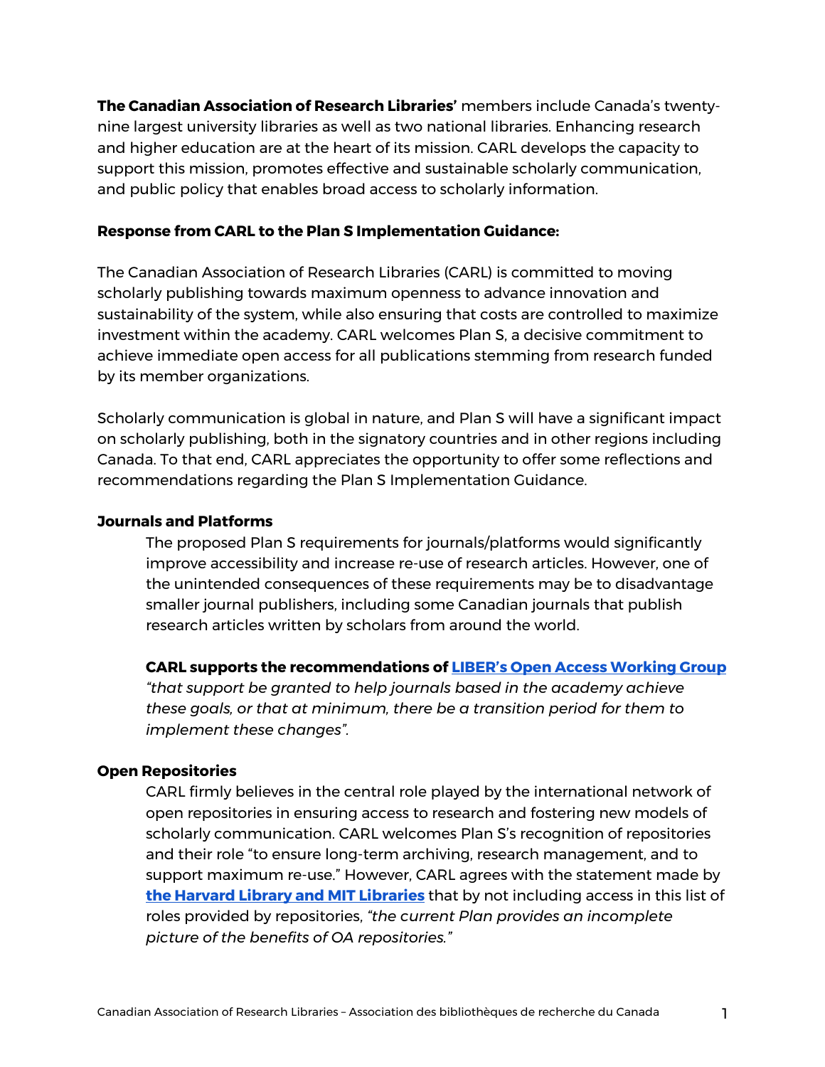**The Canadian Association of Research Libraries'** members include Canada's twenty-nine largest university libraries as well as two national libraries. Enhancing research and higher education are at the heart of its mission. CARL develops the capacity to support this mission, promotes effective and sustainable scholarly communication, and public policy that enables broad access to scholarly information.

**Response from CARL to the Plan S Implementation Guidance:**

The Canadian Association of Research Libraries (CARL) is committed to moving scholarly publishing towards maximum openness to advance innovation and sustainability of the system, while also ensuring that costs are controlled to maximize investment within the academy. CARL welcomes Plan S, a decisive commitment to achieve immediate open access for all publications stemming from research funded by its member organizations.

Scholarly communication is global in nature, and Plan S will have a significant impact on scholarly publishing, both in the signatory countries and in other regions including Canada. To that end, CARL appreciates the opportunity to offer some reflections and recommendations regarding the Plan S Implementation Guidance.

**Journals and Platforms**

The proposed Plan S requirements for journals/platforms would significantly improve accessibility and increase re-use of research articles. However, one of the unintended consequences of these requirements may be to disadvantage smaller journal publishers, including some Canadian journals that publish research articles written by scholars from around the world.

**CARL supports the recommendations of LIBER's Open Access Working Group** *"that support be granted to help journals based in the academy achieve these goals, or that at minimum, there be a transition period for them to implement these changes".*

**Open Repositories**

CARL firmly believes in the central role played by the international network of open repositories in ensuring access to research and fostering new models of scholarly communication. CARL welcomes Plan S's recognition of repositories and their role "to ensure long-term archiving, research management, and to support maximum re-use." However, CARL agrees with the statement made by **the Harvard Library and MIT Libraries** that by not including access in this list of roles provided by repositories, *"the current Plan provides an incomplete picture of the benefits of OA repositories."*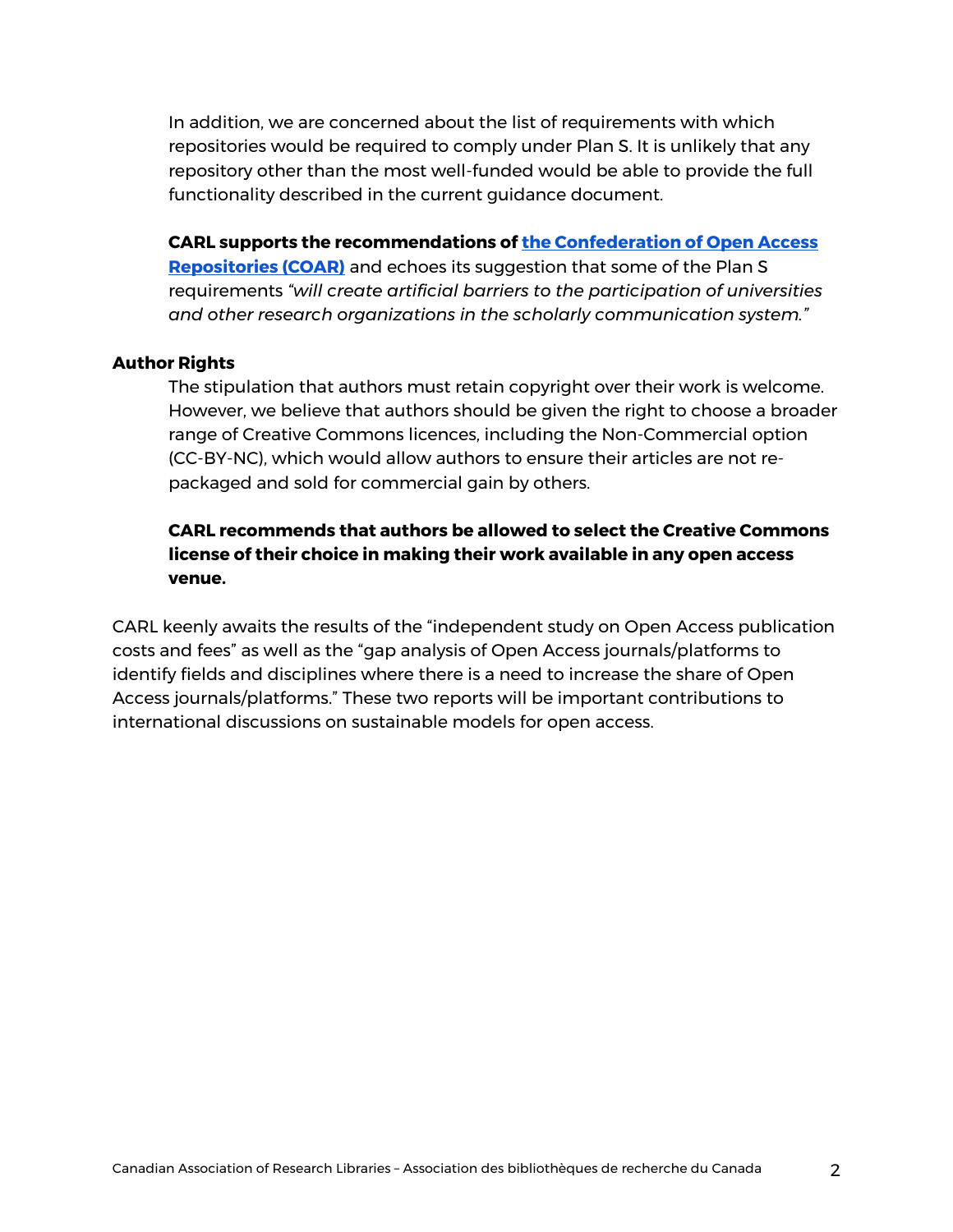In addition, we are concerned about the list of requirements with which repositories would be required to comply under Plan S. It is unlikely that any repository other than the most well-funded would be able to provide the full functionality described in the current guidance document.

**CARL supports the recommendations of [the Confederation of Open Access Repositories (COAR)](#)** and echoes its suggestion that some of the Plan S requirements *"will create artificial barriers to the participation of universities and other research organizations in the scholarly communication system."*

**Author Rights**

The stipulation that authors must retain copyright over their work is welcome. However, we believe that authors should be given the right to choose a broader range of Creative Commons licences, including the Non-Commercial option (CC-BY-NC), which would allow authors to ensure their articles are not re-packaged and sold for commercial gain by others.

**CARL recommends that authors be allowed to select the Creative Commons license of their choice in making their work available in any open access venue.**

CARL keenly awaits the results of the "independent study on Open Access publication costs and fees" as well as the "gap analysis of Open Access journals/platforms to identify fields and disciplines where there is a need to increase the share of Open Access journals/platforms." These two reports will be important contributions to international discussions on sustainable models for open access.